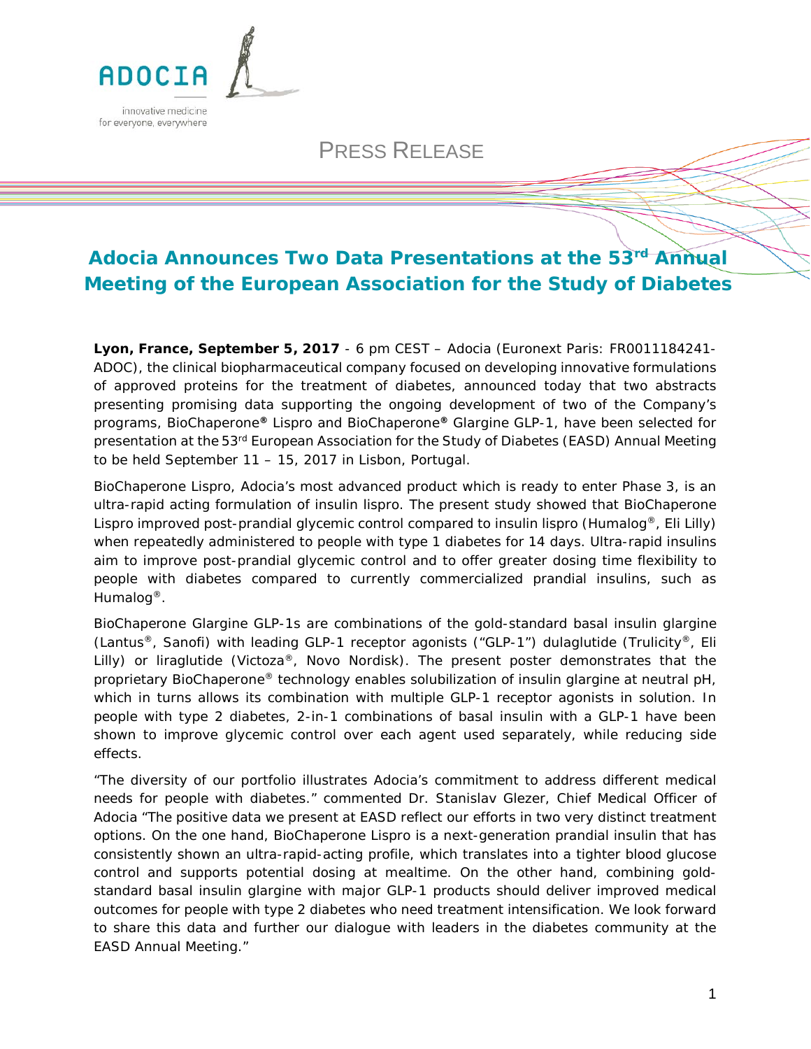ADOCIA

innovative medicine for everyone, everywhere

PRESS RELEASE

# Adocia Announces Two Data Presentations at the 53rd Annual Meeting of the European Association for the Study of Diabetes

**Lyon, France, September 5, 2017** - 6 pm CEST – Adocia (Euronext Paris: FR0011184241-ADOC), the clinical biopharmaceutical company focused on developing innovative formulations of approved proteins for the treatment of diabetes, announced today that two abstracts presenting promising data supporting the ongoing development of two of the Company's programs, BioChaperone**®** Lispro and BioChaperone**®** Glargine GLP-1, have been selected for presentation at the 53rd European Association for the Study of Diabetes (EASD) Annual Meeting to be held September 11 – 15, 2017 in Lisbon, Portugal.

BioChaperone Lispro, Adocia's most advanced product which is ready to enter Phase 3, is an ultra-rapid acting formulation of insulin lispro. The present study showed that BioChaperone Lispro improved post-prandial glycemic control compared to insulin lispro (Humalog®, Eli Lilly) when repeatedly administered to people with type 1 diabetes for 14 days. Ultra-rapid insulins aim to improve post-prandial glycemic control and to offer greater dosing time flexibility to people with diabetes compared to currently commercialized prandial insulins, such as Humalog®.

BioChaperone Glargine GLP-1s are combinations of the gold-standard basal insulin glargine (Lantus®, Sanofi) with leading GLP-1 receptor agonists ("GLP-1") dulaglutide (Trulicity®, Eli Lilly) or liraglutide (Victoza®, Novo Nordisk). The present poster demonstrates that the proprietary BioChaperone® technology enables solubilization of insulin glargine at neutral pH, which in turns allows its combination with multiple GLP-1 receptor agonists in solution. In people with type 2 diabetes, 2-in-1 combinations of basal insulin with a GLP-1 have been shown to improve glycemic control over each agent used separately, while reducing side effects.

"The diversity of our portfolio illustrates Adocia's commitment to address different medical needs for people with diabetes." commented Dr. Stanislav Glezer, Chief Medical Officer of Adocia "The positive data we present at EASD reflect our efforts in two very distinct treatment options. On the one hand, BioChaperone Lispro is a next-generation prandial insulin that has consistently shown an ultra-rapid-acting profile, which translates into a tighter blood glucose control and supports potential dosing at mealtime. On the other hand, combining gold-standard basal insulin glargine with major GLP-1 products should deliver improved medical outcomes for people with type 2 diabetes who need treatment intensification. We look forward to share this data and further our dialogue with leaders in the diabetes community at the EASD Annual Meeting."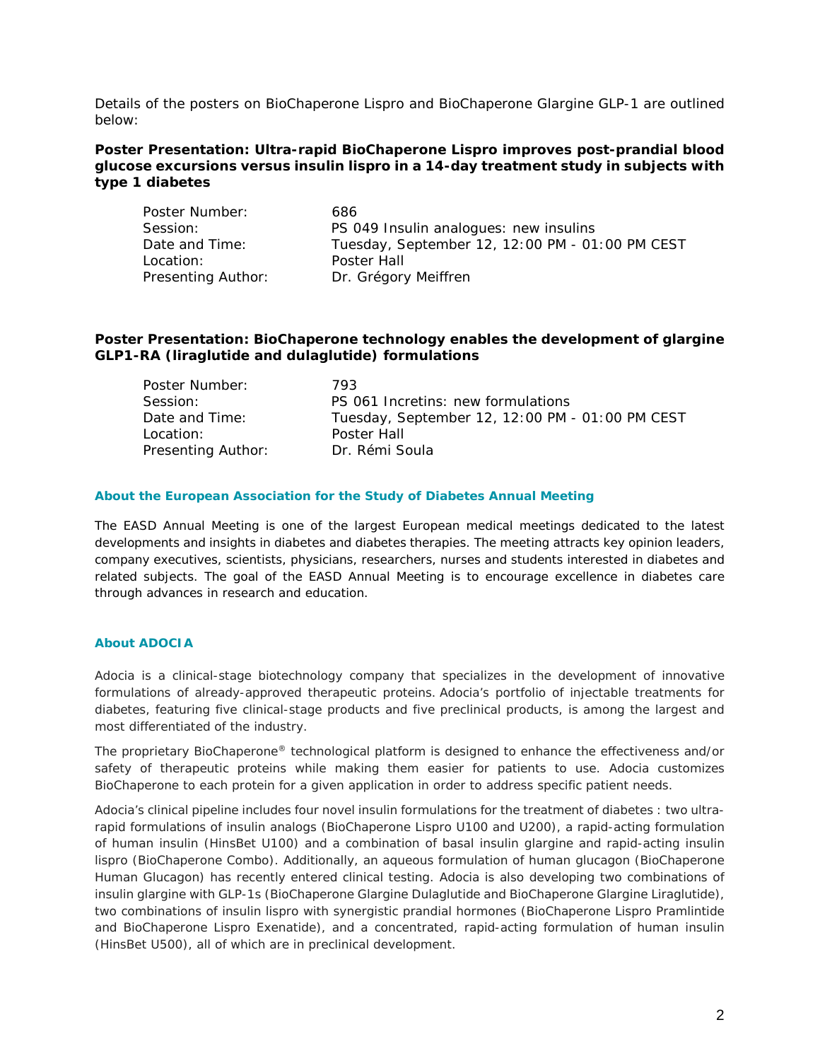Details of the posters on BioChaperone Lispro and BioChaperone Glargine GLP-1 are outlined below:

**Poster Presentation: Ultra-rapid BioChaperone Lispro improves post-prandial blood glucose excursions versus insulin lispro in a 14-day treatment study in subjects with type 1 diabetes**

| | |
|---|---|
| Poster Number: | 686 |
| Session: | PS 049 Insulin analogues: new insulins |
| Date and Time: | Tuesday, September 12, 12:00 PM - 01:00 PM CEST |
| Location: | Poster Hall |
| Presenting Author: | Dr. Grégory Meiffren |

**Poster Presentation: BioChaperone technology enables the development of glargine GLP1-RA (liraglutide and dulaglutide) formulations**

| | |
|---|---|
| Poster Number: | 793 |
| Session: | PS 061 Incretins: new formulations |
| Date and Time: | Tuesday, September 12, 12:00 PM - 01:00 PM CEST |
| Location: | Poster Hall |
| Presenting Author: | Dr. Rémi Soula |

### About the European Association for the Study of Diabetes Annual Meeting

The EASD Annual Meeting is one of the largest European medical meetings dedicated to the latest developments and insights in diabetes and diabetes therapies. The meeting attracts key opinion leaders, company executives, scientists, physicians, researchers, nurses and students interested in diabetes and related subjects. The goal of the EASD Annual Meeting is to encourage excellence in diabetes care through advances in research and education.

### About ADOCIA

Adocia is a clinical-stage biotechnology company that specializes in the development of innovative formulations of already-approved therapeutic proteins. Adocia's portfolio of injectable treatments for diabetes, featuring five clinical-stage products and five preclinical products, is among the largest and most differentiated of the industry.

The proprietary BioChaperone® technological platform is designed to enhance the effectiveness and/or safety of therapeutic proteins while making them easier for patients to use. Adocia customizes BioChaperone to each protein for a given application in order to address specific patient needs.

Adocia's clinical pipeline includes four novel insulin formulations for the treatment of diabetes : two ultra-rapid formulations of insulin analogs (BioChaperone Lispro U100 and U200), a rapid-acting formulation of human insulin (HinsBet U100) and a combination of basal insulin glargine and rapid-acting insulin lispro (BioChaperone Combo). Additionally, an aqueous formulation of human glucagon (BioChaperone Human Glucagon) has recently entered clinical testing. Adocia is also developing two combinations of insulin glargine with GLP-1s (BioChaperone Glargine Dulaglutide and BioChaperone Glargine Liraglutide), two combinations of insulin lispro with synergistic prandial hormones (BioChaperone Lispro Pramlintide and BioChaperone Lispro Exenatide), and a concentrated, rapid-acting formulation of human insulin (HinsBet U500), all of which are in preclinical development.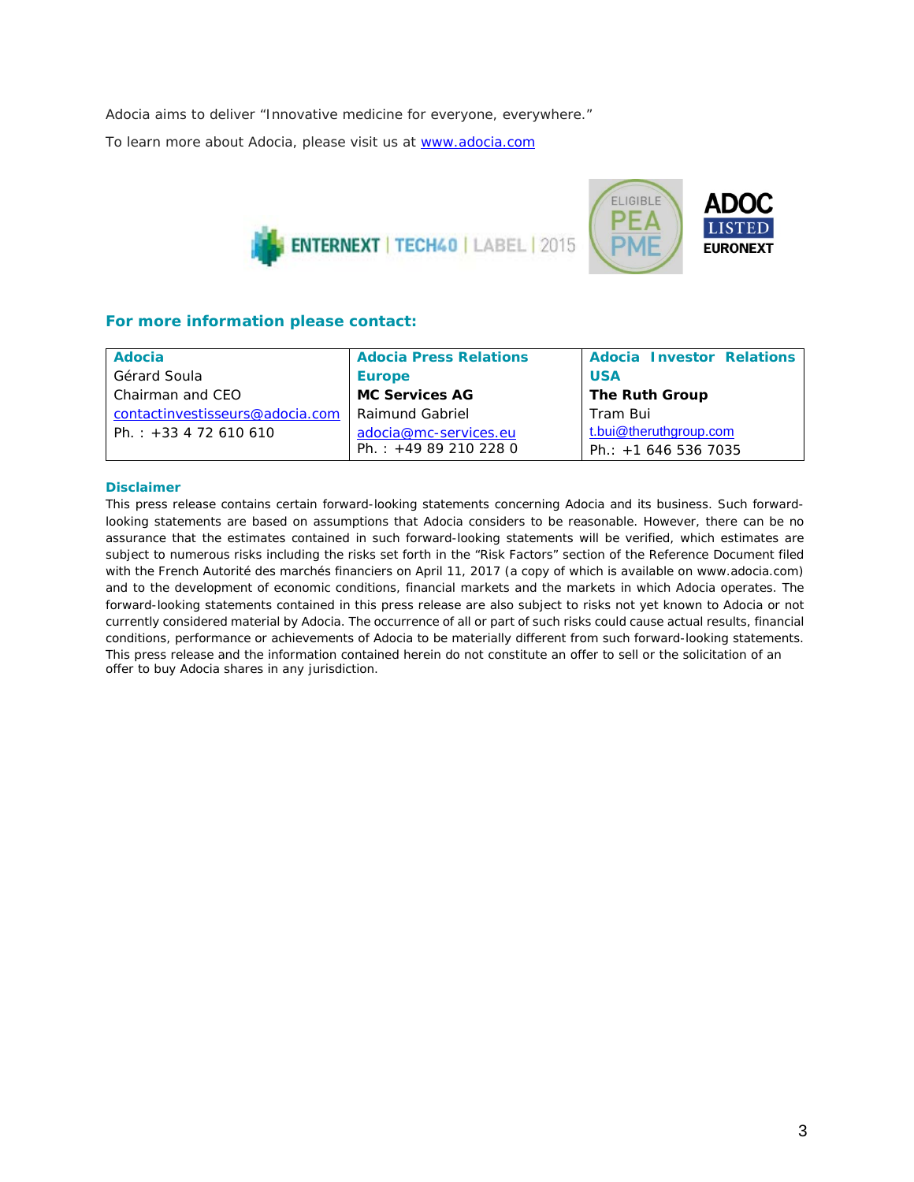Adocia aims to deliver “Innovative medicine for everyone, everywhere.”

To learn more about Adocia, please visit us at www.adocia.com

ENTERNEXT | TECH40 | LABEL | 2015

ELIGIBLE PEA PME

ADOC LISTED EURONEXT

## For more information please contact:

| | | |
|---|---|---|
| **Adocia**<br>Gérard Soula<br>Chairman and CEO<br>contactinvestisseurs@adocia.com<br>Ph. : +33 4 72 610 610 | **Adocia Press Relations Europe**<br>**MC Services AG**<br>Raimund Gabriel<br>adocia@mc-services.eu<br>Ph. : +49 89 210 228 0 | **Adocia Investor Relations USA**<br>**The Ruth Group**<br>Tram Bui<br>t.bui@theruthgroup.com<br>Ph.: +1 646 536 7035 |

### Disclaimer

This press release contains certain forward-looking statements concerning Adocia and its business. Such forward-looking statements are based on assumptions that Adocia considers to be reasonable. However, there can be no assurance that the estimates contained in such forward-looking statements will be verified, which estimates are subject to numerous risks including the risks set forth in the “Risk Factors” section of the Reference Document filed with the French Autorité des marchés financiers on April 11, 2017 (a copy of which is available on www.adocia.com) and to the development of economic conditions, financial markets and the markets in which Adocia operates. The forward-looking statements contained in this press release are also subject to risks not yet known to Adocia or not currently considered material by Adocia. The occurrence of all or part of such risks could cause actual results, financial conditions, performance or achievements of Adocia to be materially different from such forward-looking statements. This press release and the information contained herein do not constitute an offer to sell or the solicitation of an offer to buy Adocia shares in any jurisdiction.